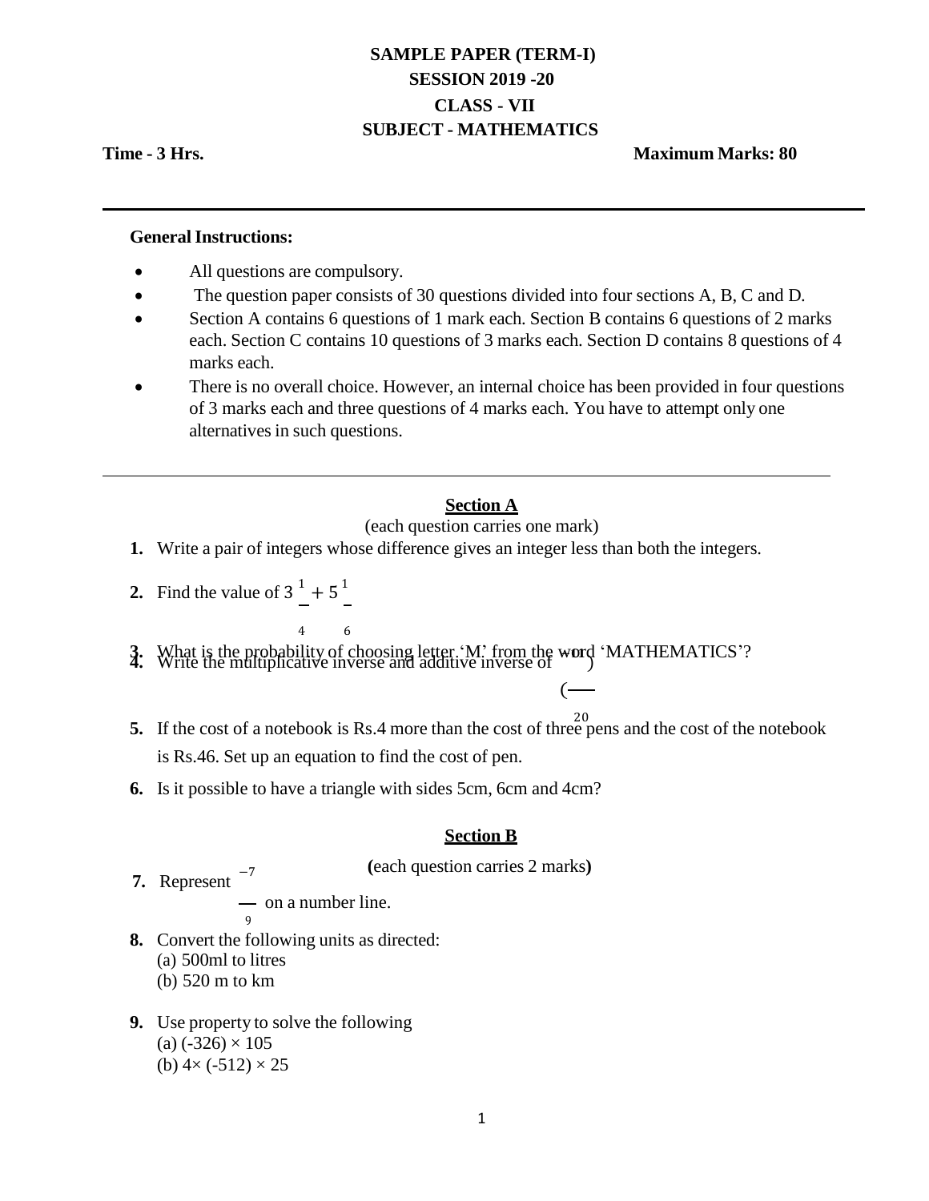# SAMPLE PAPER (TERM-I)

## SESSION 2019 -20

## CLASS - VII

## SUBJECT - MATHEMATICS

**Time - 3 Hrs.** **Maximum Marks: 80**

---

**General Instructions:**

- All questions are compulsory.
- The question paper consists of 30 questions divided into four sections A, B, C and D.
- Section A contains 6 questions of 1 mark each. Section B contains 6 questions of 2 marks each. Section C contains 10 questions of 3 marks each. Section D contains 8 questions of 4 marks each.
- There is no overall choice. However, an internal choice has been provided in four questions of 3 marks each and three questions of 4 marks each. You have to attempt only one alternatives in such questions.

---

### Section A

(each question carries one mark)

**1.** Write a pair of integers whose difference gives an integer less than both the integers.

**2.** Find the value of $3\frac{1}{4} + 5\frac{1}{6}$

**3.** What is the probability of choosing letter 'M' from the word 'MATHEMATICS'?

**4.** Write the multiplicative inverse and additive inverse of $\left(\frac{-11}{20}\right)$

**5.** If the cost of a notebook is Rs.4 more than the cost of three pens and the cost of the notebook is Rs.46. Set up an equation to find the cost of pen.

**6.** Is it possible to have a triangle with sides 5cm, 6cm and 4cm?

### Section B

**(**each question carries 2 marks**)**

**7.** Represent $\frac{-7}{9}$ on a number line.

**8.** Convert the following units as directed:
(a) 500ml to litres
(b) 520 m to km

**9.** Use property to solve the following
(a) $(-326) \times 105$
(b) $4 \times (-512) \times 25$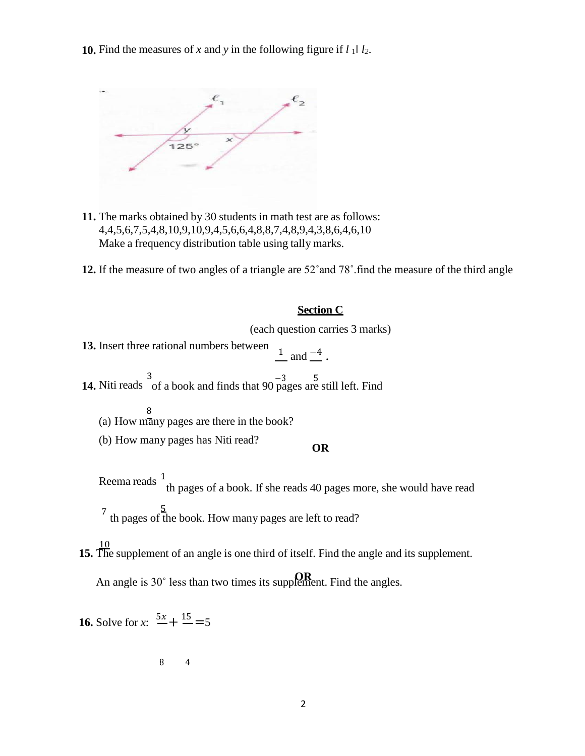**10.** Find the measures of $x$ and $y$ in the following figure if $l_1 \parallel l_2$.

**11.** The marks obtained by 30 students in math test are as follows:
4,4,5,6,7,5,4,8,10,9,10,9,4,5,6,6,4,8,8,7,4,8,9,4,3,8,6,4,6,10
Make a frequency distribution table using tally marks.

**12.** If the measure of two angles of a triangle are 52˚and 78˚.find the measure of the third angle

## Section C

(each question carries 3 marks)

**13.** Insert three rational numbers between $\frac{1}{-3}$ and $\frac{-4}{5}$.

**14.** Niti reads $\frac{3}{8}$ of a book and finds that 90 pages are still left. Find

(a) How many pages are there in the book?

(b) How many pages has Niti read?

**OR**

Reema reads $\frac{1}{5}$th pages of a book. If she reads 40 pages more, she would have read $\frac{7}{10}$th pages of the book. How many pages are left to read?

**15.** The supplement of an angle is one third of itself. Find the angle and its supplement.

**OR**

An angle is 30˚ less than two times its supplement. Find the angles.

**16.** Solve for $x$: $\frac{5x}{8} + \frac{15}{4} = 5$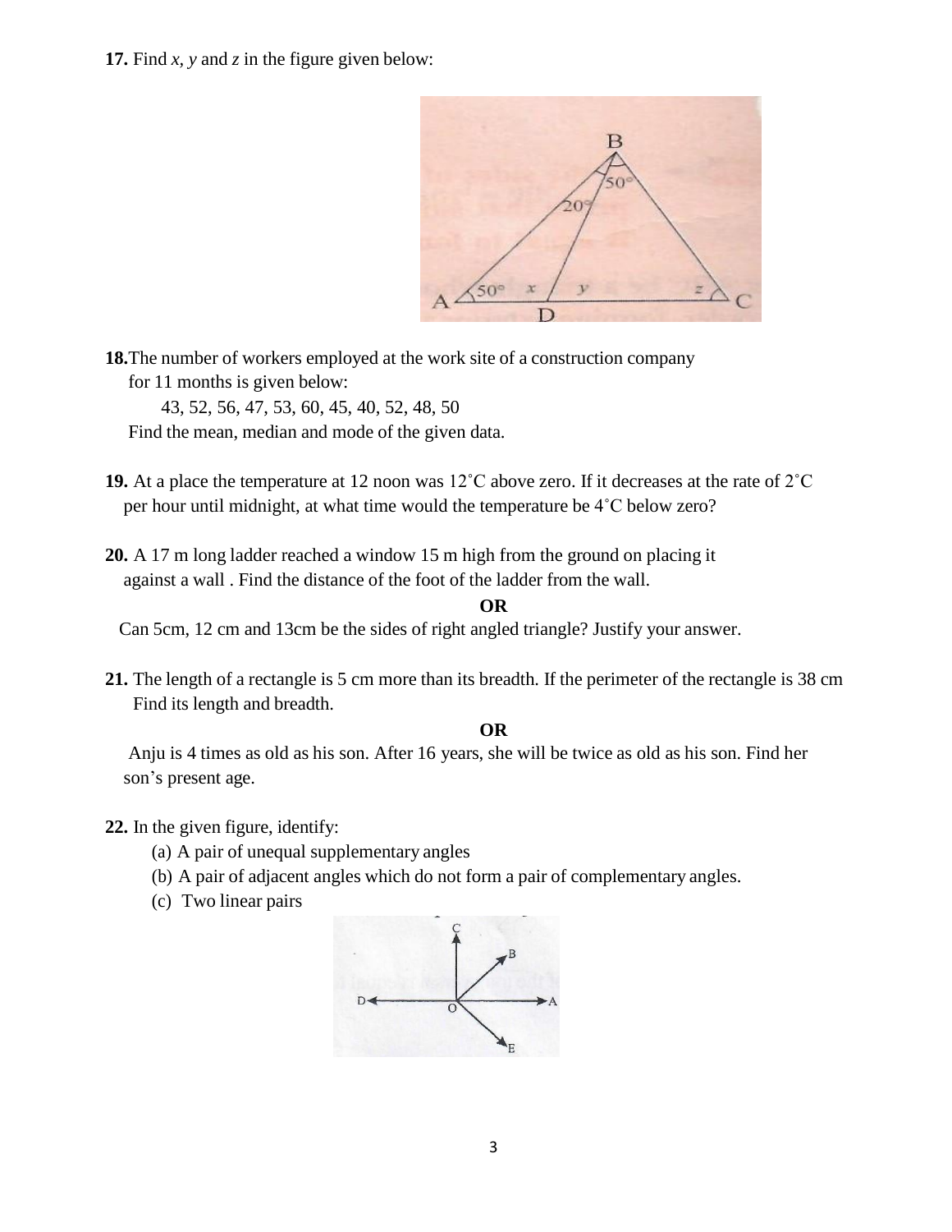**17.** Find $x$, $y$ and $z$ in the figure given below:

**18.** The number of workers employed at the work site of a construction company for 11 months is given below:

43, 52, 56, 47, 53, 60, 45, 40, 52, 48, 50

Find the mean, median and mode of the given data.

**19.** At a place the temperature at 12 noon was 12˚C above zero. If it decreases at the rate of 2˚C per hour until midnight, at what time would the temperature be 4˚C below zero?

**20.** A 17 m long ladder reached a window 15 m high from the ground on placing it against a wall . Find the distance of the foot of the ladder from the wall.

**OR**

Can 5cm, 12 cm and 13cm be the sides of right angled triangle? Justify your answer.

**21.** The length of a rectangle is 5 cm more than its breadth. If the perimeter of the rectangle is 38 cm Find its length and breadth.

**OR**

Anju is 4 times as old as his son. After 16 years, she will be twice as old as his son. Find her son's present age.

**22.** In the given figure, identify:

(a) A pair of unequal supplementary angles

(b) A pair of adjacent angles which do not form a pair of complementary angles.

(c) Two linear pairs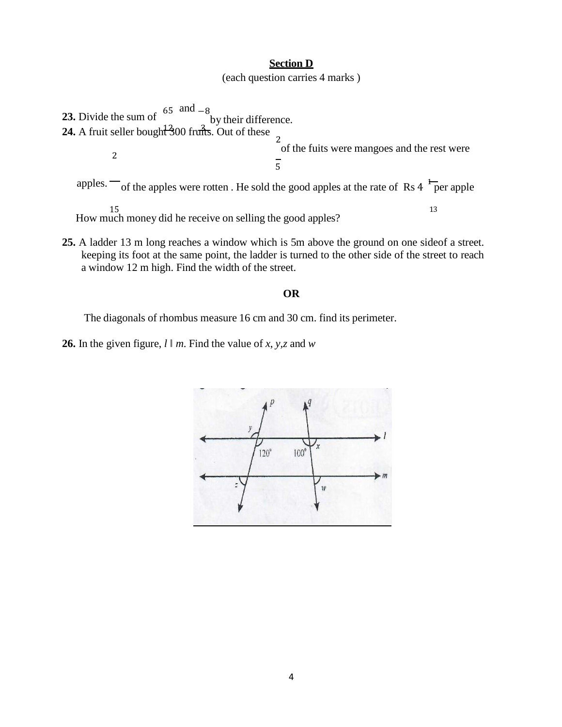**Section D**

(each question carries 4 marks )

**23.** Divide the sum of $\frac{65}{12}$ and $\frac{-8}{3}$ by their difference.

**24.** A fruit seller bought 300 fruits. Out of these $\frac{2}{5}$ of the fuits were mangoes and the rest were apples. $\frac{2}{15}$ of the apples were rotten . He sold the good apples at the rate of Rs $4\frac{1}{13}$ per apple How much money did he receive on selling the good apples?

**25.** A ladder 13 m long reaches a window which is 5m above the ground on one sideof a street. keeping its foot at the same point, the ladder is turned to the other side of the street to reach a window 12 m high. Find the width of the street.

**OR**

The diagonals of rhombus measure 16 cm and 30 cm. find its perimeter.

**26.** In the given figure, $l \parallel m$. Find the value of $x$, $y$, $z$ and $w$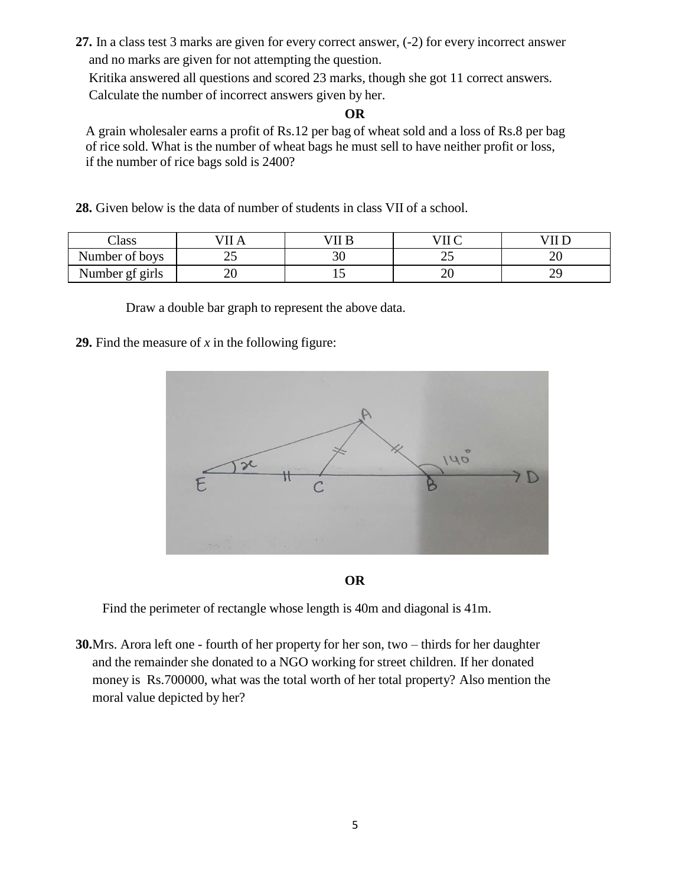**27.** In a class test 3 marks are given for every correct answer, (-2) for every incorrect answer and no marks are given for not attempting the question.

Kritika answered all questions and scored 23 marks, though she got 11 correct answers. Calculate the number of incorrect answers given by her.

**OR**

A grain wholesaler earns a profit of Rs.12 per bag of wheat sold and a loss of Rs.8 per bag of rice sold. What is the number of wheat bags he must sell to have neither profit or loss, if the number of rice bags sold is 2400?

**28.** Given below is the data of number of students in class VII of a school.

| Class | VII A | VII B | VII C | VII D |
|---|---|---|---|---|
| Number of boys | 25 | 30 | 25 | 20 |
| Number gf girls | 20 | 15 | 20 | 29 |

Draw a double bar graph to represent the above data.

**29.** Find the measure of *x* in the following figure:

A
x
E
C
B
D
140°

**OR**

Find the perimeter of rectangle whose length is 40m and diagonal is 41m.

**30.** Mrs. Arora left one - fourth of her property for her son, two – thirds for her daughter and the remainder she donated to a NGO working for street children. If her donated money is Rs.700000, what was the total worth of her total property? Also mention the moral value depicted by her?